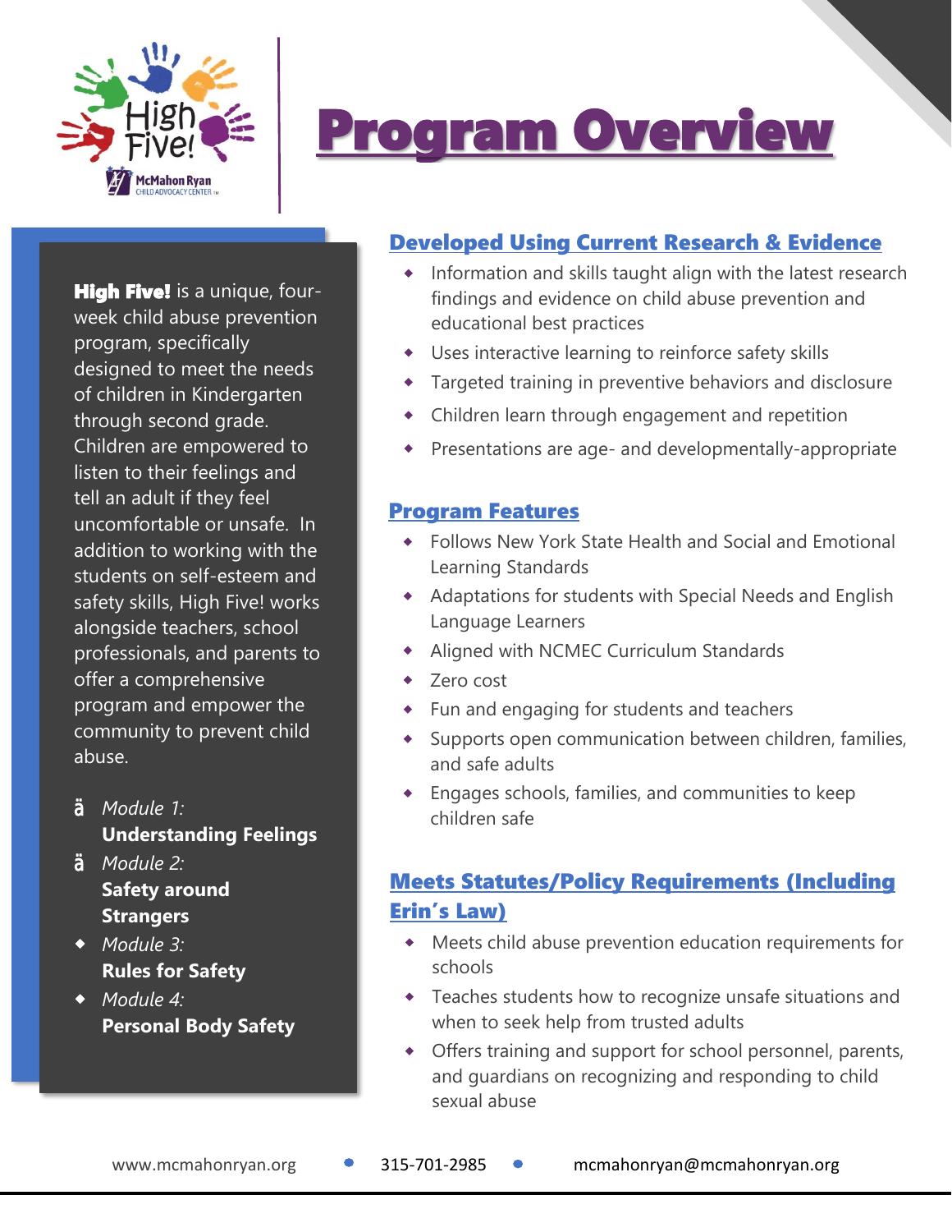# Program Overview

**High Five!** is a unique, four-week child abuse prevention program, specifically designed to meet the needs of children in Kindergarten through second grade. Children are empowered to listen to their feelings and tell an adult if they feel uncomfortable or unsafe. In addition to working with the students on self-esteem and safety skills, High Five! works alongside teachers, school professionals, and parents to offer a comprehensive program and empower the community to prevent child abuse.

- *Module 1:* **Understanding Feelings**
- *Module 2:* **Safety around Strangers**
- *Module 3:* **Rules for Safety**
- *Module 4:* **Personal Body Safety**

## Developed Using Current Research & Evidence

- Information and skills taught align with the latest research findings and evidence on child abuse prevention and educational best practices
- Uses interactive learning to reinforce safety skills
- Targeted training in preventive behaviors and disclosure
- Children learn through engagement and repetition
- Presentations are age- and developmentally-appropriate

## Program Features

- Follows New York State Health and Social and Emotional Learning Standards
- Adaptations for students with Special Needs and English Language Learners
- Aligned with NCMEC Curriculum Standards
- Zero cost
- Fun and engaging for students and teachers
- Supports open communication between children, families, and safe adults
- Engages schools, families, and communities to keep children safe

## Meets Statutes/Policy Requirements (Including Erin's Law)

- Meets child abuse prevention education requirements for schools
- Teaches students how to recognize unsafe situations and when to seek help from trusted adults
- Offers training and support for school personnel, parents, and guardians on recognizing and responding to child sexual abuse

www.mcmahonryan.org • 315-701-2985 • mcmahonryan@mcmahonryan.org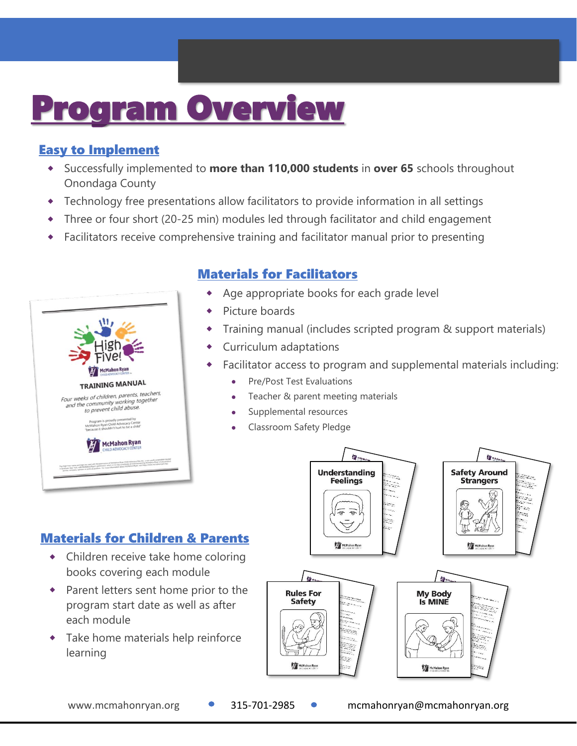# Program Overview

## Easy to Implement

- Successfully implemented to **more than 110,000 students** in **over 65** schools throughout Onondaga County
- Technology free presentations allow facilitators to provide information in all settings
- Three or four short (20-25 min) modules led through facilitator and child engagement
- Facilitators receive comprehensive training and facilitator manual prior to presenting

## Materials for Facilitators

- Age appropriate books for each grade level
- Picture boards
- Training manual (includes scripted program & support materials)
- Curriculum adaptations
- Facilitator access to program and supplemental materials including:
  - Pre/Post Test Evaluations
  - Teacher & parent meeting materials
  - Supplemental resources
  - Classroom Safety Pledge

## Materials for Children & Parents

- Children receive take home coloring books covering each module
- Parent letters sent home prior to the program start date as well as after each module
- Take home materials help reinforce learning

www.mcmahonryan.org • 315-701-2985 • mcmahonryan@mcmahonryan.org